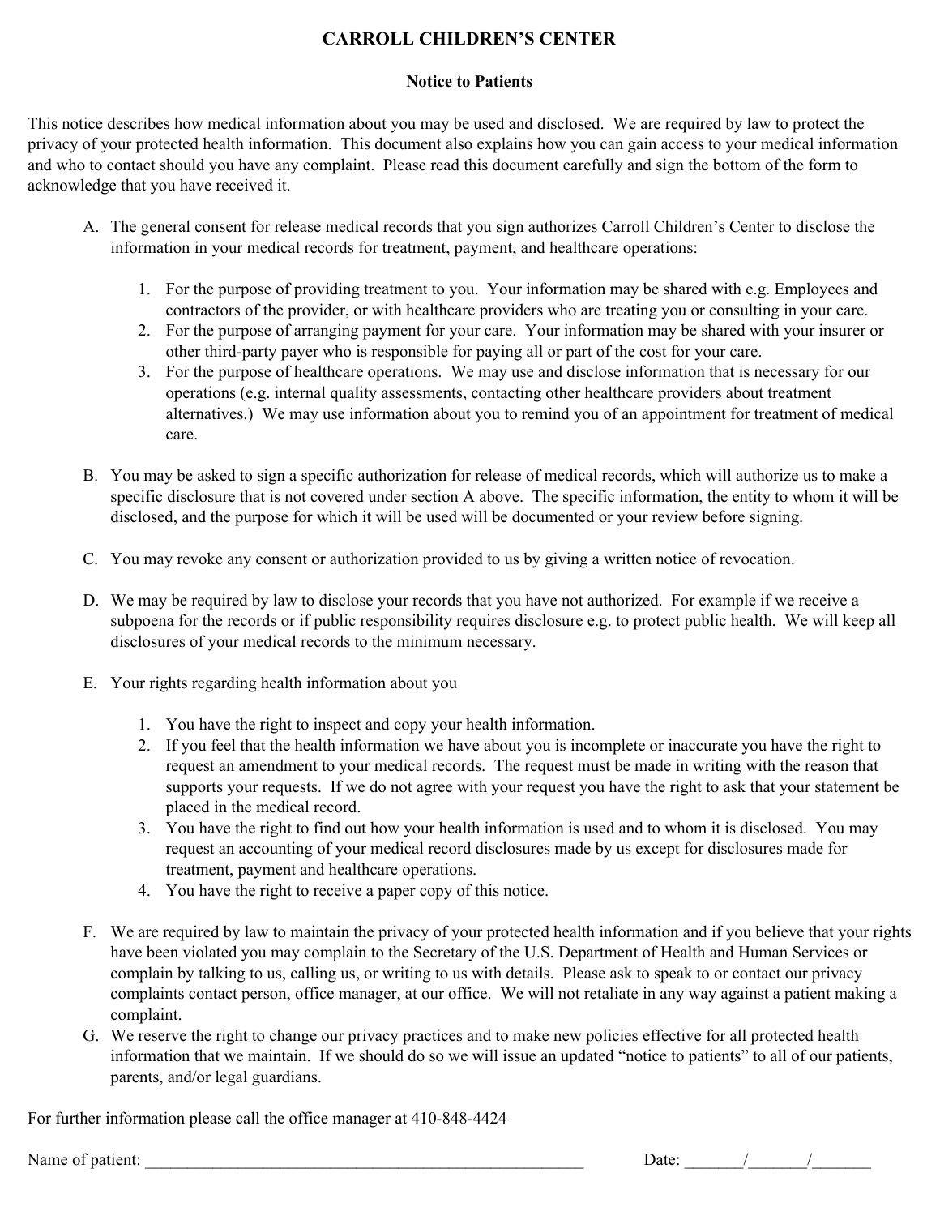# CARROLL CHILDREN'S CENTER

## Notice to Patients

This notice describes how medical information about you may be used and disclosed. We are required by law to protect the privacy of your protected health information. This document also explains how you can gain access to your medical information and who to contact should you have any complaint. Please read this document carefully and sign the bottom of the form to acknowledge that you have received it.

A. The general consent for release medical records that you sign authorizes Carroll Children's Center to disclose the information in your medical records for treatment, payment, and healthcare operations:

   1. For the purpose of providing treatment to you. Your information may be shared with e.g. Employees and contractors of the provider, or with healthcare providers who are treating you or consulting in your care.
   2. For the purpose of arranging payment for your care. Your information may be shared with your insurer or other third-party payer who is responsible for paying all or part of the cost for your care.
   3. For the purpose of healthcare operations. We may use and disclose information that is necessary for our operations (e.g. internal quality assessments, contacting other healthcare providers about treatment alternatives.) We may use information about you to remind you of an appointment for treatment of medical care.

B. You may be asked to sign a specific authorization for release of medical records, which will authorize us to make a specific disclosure that is not covered under section A above. The specific information, the entity to whom it will be disclosed, and the purpose for which it will be used will be documented or your review before signing.

C. You may revoke any consent or authorization provided to us by giving a written notice of revocation.

D. We may be required by law to disclose your records that you have not authorized. For example if we receive a subpoena for the records or if public responsibility requires disclosure e.g. to protect public health. We will keep all disclosures of your medical records to the minimum necessary.

E. Your rights regarding health information about you

   1. You have the right to inspect and copy your health information.
   2. If you feel that the health information we have about you is incomplete or inaccurate you have the right to request an amendment to your medical records. The request must be made in writing with the reason that supports your requests. If we do not agree with your request you have the right to ask that your statement be placed in the medical record.
   3. You have the right to find out how your health information is used and to whom it is disclosed. You may request an accounting of your medical record disclosures made by us except for disclosures made for treatment, payment and healthcare operations.
   4. You have the right to receive a paper copy of this notice.

F. We are required by law to maintain the privacy of your protected health information and if you believe that your rights have been violated you may complain to the Secretary of the U.S. Department of Health and Human Services or complain by talking to us, calling us, or writing to us with details. Please ask to speak to or contact our privacy complaints contact person, office manager, at our office. We will not retaliate in any way against a patient making a complaint.

G. We reserve the right to change our privacy practices and to make new policies effective for all protected health information that we maintain. If we should do so we will issue an updated "notice to patients" to all of our patients, parents, and/or legal guardians.

For further information please call the office manager at 410-848-4424

Name of patient: ______________________________________________________ Date: _______/_______/_______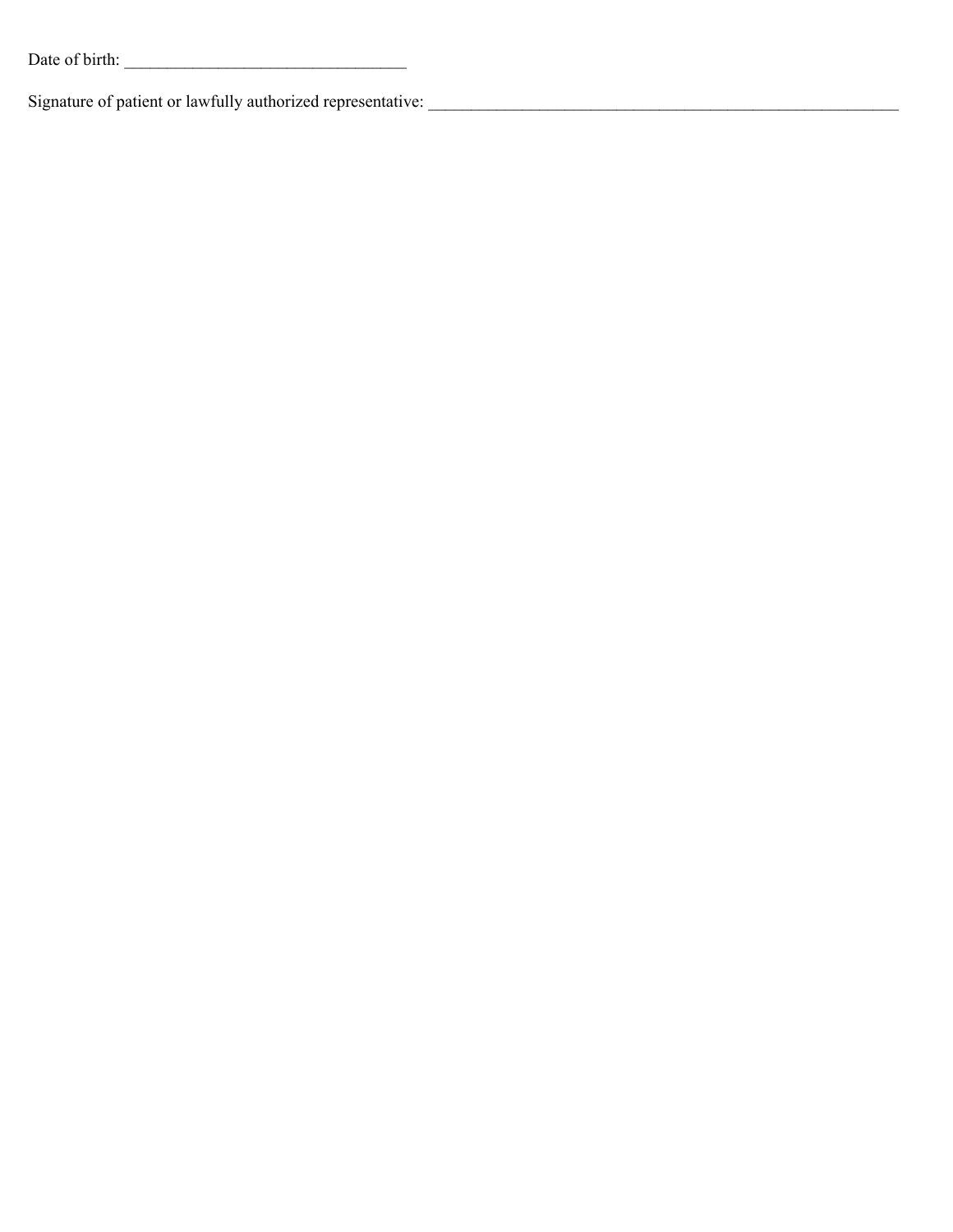Date of birth: ________________________________

Signature of patient or lawfully authorized representative: ______________________________________________________